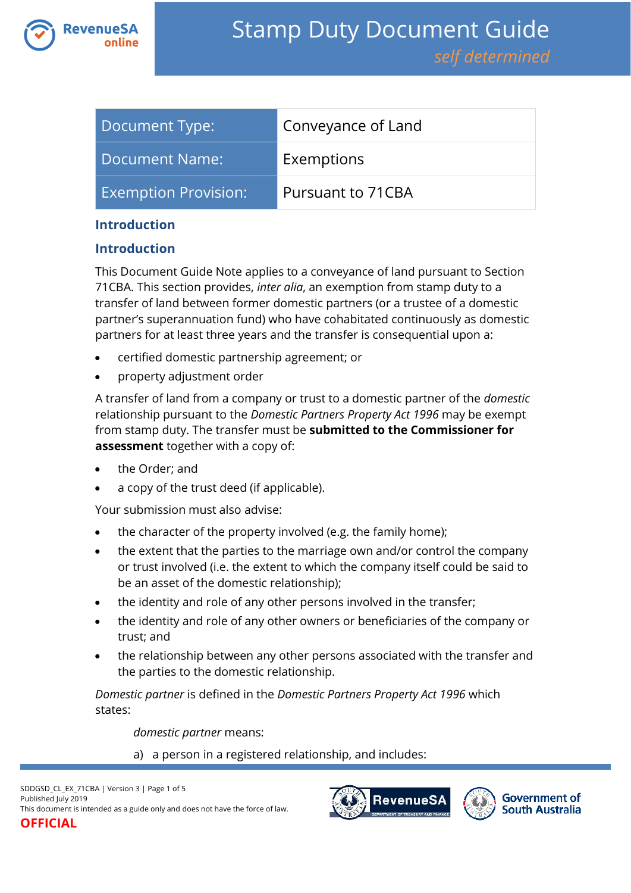# Stamp Duty Document Guide

*self determined*

| Document Type: | Conveyance of Land |
|---|---|
| Document Name: | Exemptions |
| Exemption Provision: | Pursuant to 71CBA |

## Introduction

## Introduction

This Document Guide Note applies to a conveyance of land pursuant to Section 71CBA. This section provides, *inter alia*, an exemption from stamp duty to a transfer of land between former domestic partners (or a trustee of a domestic partner's superannuation fund) who have cohabitated continuously as domestic partners for at least three years and the transfer is consequential upon a:

- certified domestic partnership agreement; or
- property adjustment order

A transfer of land from a company or trust to a domestic partner of the *domestic* relationship pursuant to the *Domestic Partners Property Act 1996* may be exempt from stamp duty. The transfer must be **submitted to the Commissioner for assessment** together with a copy of:

- the Order; and
- a copy of the trust deed (if applicable).

Your submission must also advise:

- the character of the property involved (e.g. the family home);
- the extent that the parties to the marriage own and/or control the company or trust involved (i.e. the extent to which the company itself could be said to be an asset of the domestic relationship);
- the identity and role of any other persons involved in the transfer;
- the identity and role of any other owners or beneficiaries of the company or trust; and
- the relationship between any other persons associated with the transfer and the parties to the domestic relationship.

*Domestic partner* is defined in the *Domestic Partners Property Act 1996* which states:

> *domestic partner* means:
>
> a) a person in a registered relationship, and includes: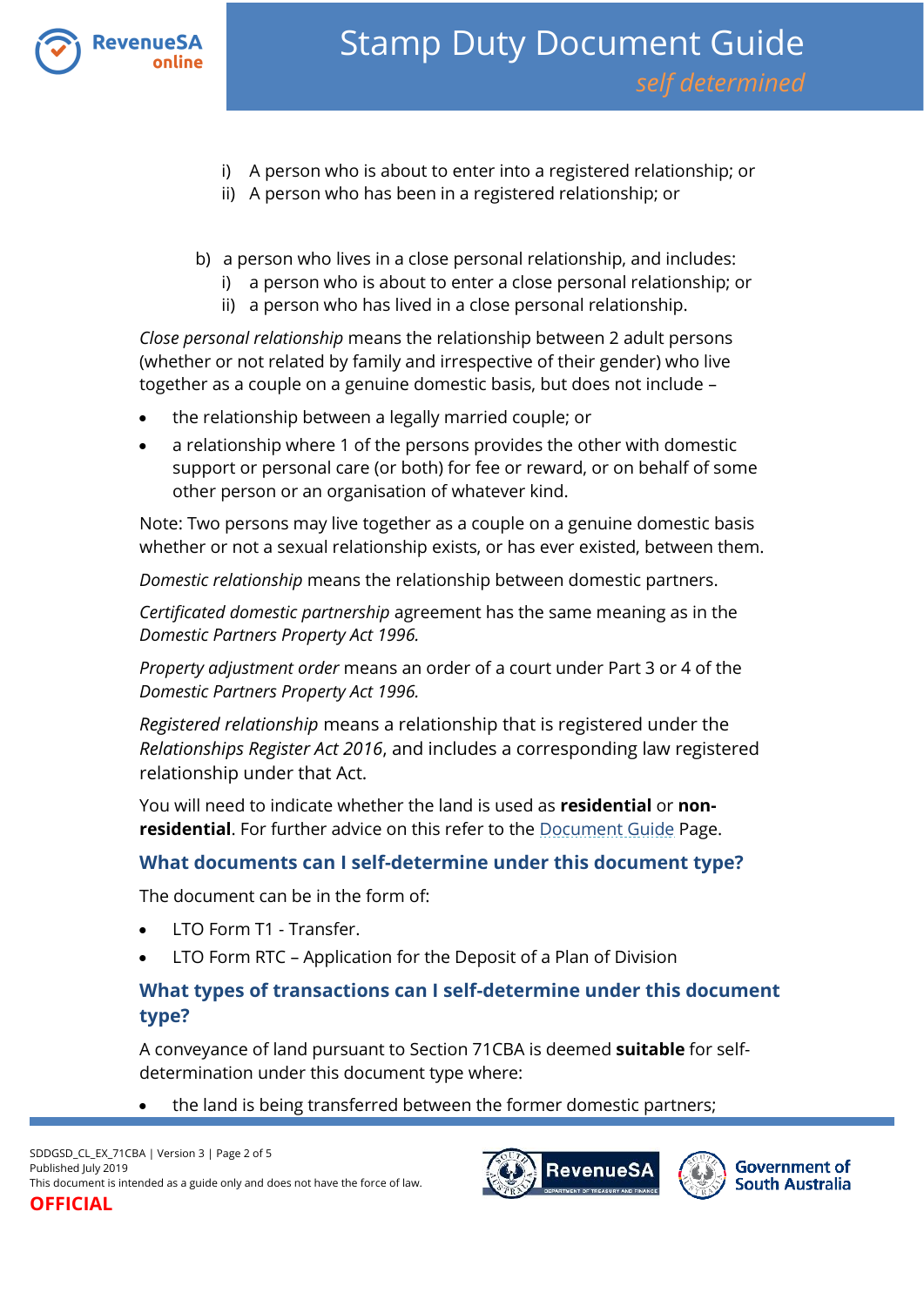i) A person who is about to enter into a registered relationship; or
ii) A person who has been in a registered relationship; or

b) a person who lives in a close personal relationship, and includes:
   i) a person who is about to enter a close personal relationship; or
   ii) a person who has lived in a close personal relationship.

*Close personal relationship* means the relationship between 2 adult persons (whether or not related by family and irrespective of their gender) who live together as a couple on a genuine domestic basis, but does not include –

- the relationship between a legally married couple; or
- a relationship where 1 of the persons provides the other with domestic support or personal care (or both) for fee or reward, or on behalf of some other person or an organisation of whatever kind.

Note: Two persons may live together as a couple on a genuine domestic basis whether or not a sexual relationship exists, or has ever existed, between them.

*Domestic relationship* means the relationship between domestic partners.

*Certificated domestic partnership* agreement has the same meaning as in the *Domestic Partners Property Act 1996.*

*Property adjustment order* means an order of a court under Part 3 or 4 of the *Domestic Partners Property Act 1996.*

*Registered relationship* means a relationship that is registered under the *Relationships Register Act 2016*, and includes a corresponding law registered relationship under that Act.

You will need to indicate whether the land is used as **residential** or **non-residential**. For further advice on this refer to the Document Guide Page.

## What documents can I self-determine under this document type?

The document can be in the form of:

- LTO Form T1 - Transfer.
- LTO Form RTC – Application for the Deposit of a Plan of Division

## What types of transactions can I self-determine under this document type?

A conveyance of land pursuant to Section 71CBA is deemed **suitable** for self-determination under this document type where:

- the land is being transferred between the former domestic partners;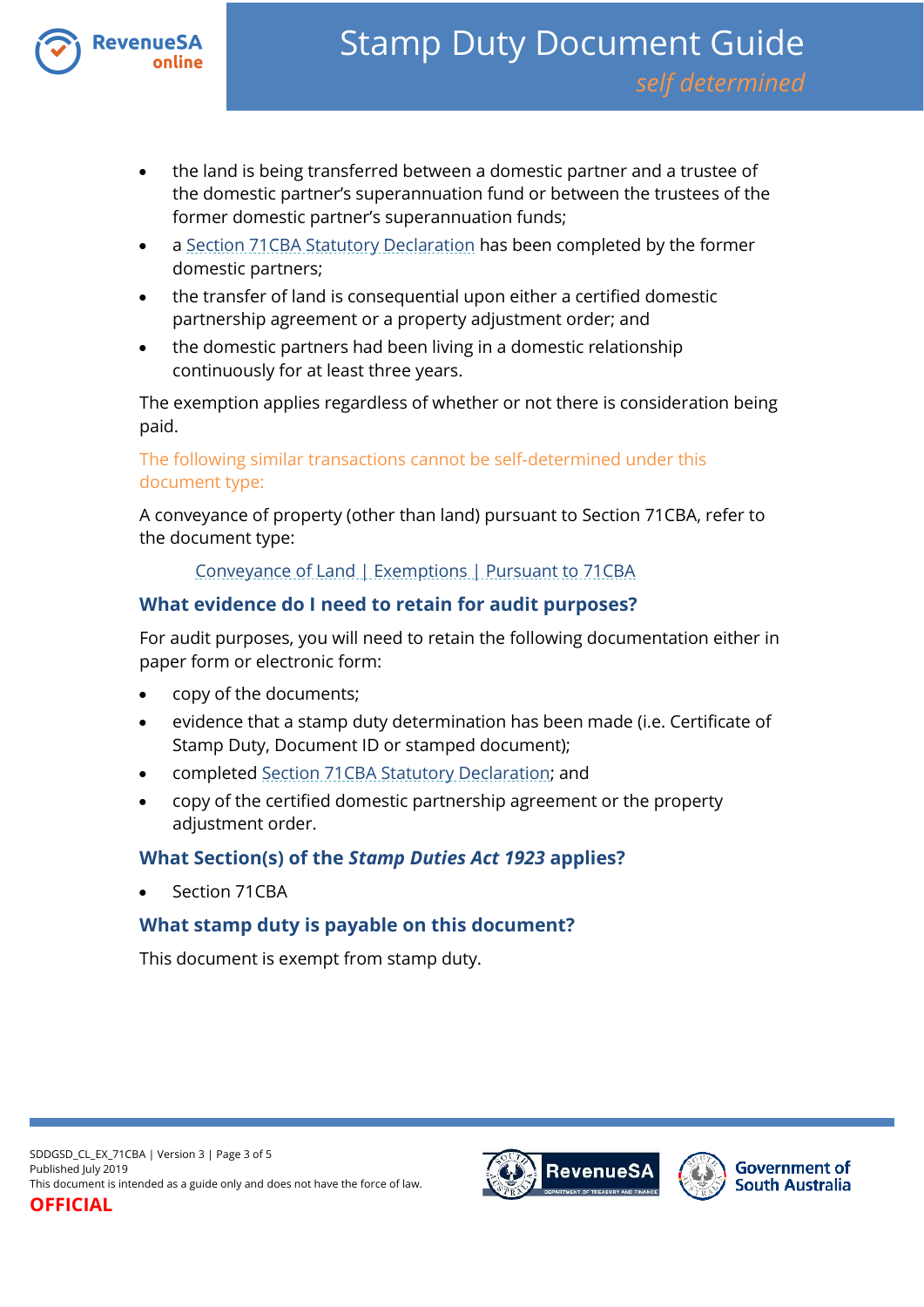- the land is being transferred between a domestic partner and a trustee of the domestic partner's superannuation fund or between the trustees of the former domestic partner's superannuation funds;
- a Section 71CBA Statutory Declaration has been completed by the former domestic partners;
- the transfer of land is consequential upon either a certified domestic partnership agreement or a property adjustment order; and
- the domestic partners had been living in a domestic relationship continuously for at least three years.

The exemption applies regardless of whether or not there is consideration being paid.

The following similar transactions cannot be self-determined under this document type:

A conveyance of property (other than land) pursuant to Section 71CBA, refer to the document type:

Conveyance of Land | Exemptions | Pursuant to 71CBA

### What evidence do I need to retain for audit purposes?

For audit purposes, you will need to retain the following documentation either in paper form or electronic form:

- copy of the documents;
- evidence that a stamp duty determination has been made (i.e. Certificate of Stamp Duty, Document ID or stamped document);
- completed Section 71CBA Statutory Declaration; and
- copy of the certified domestic partnership agreement or the property adjustment order.

### What Section(s) of the *Stamp Duties Act 1923* applies?

- Section 71CBA

### What stamp duty is payable on this document?

This document is exempt from stamp duty.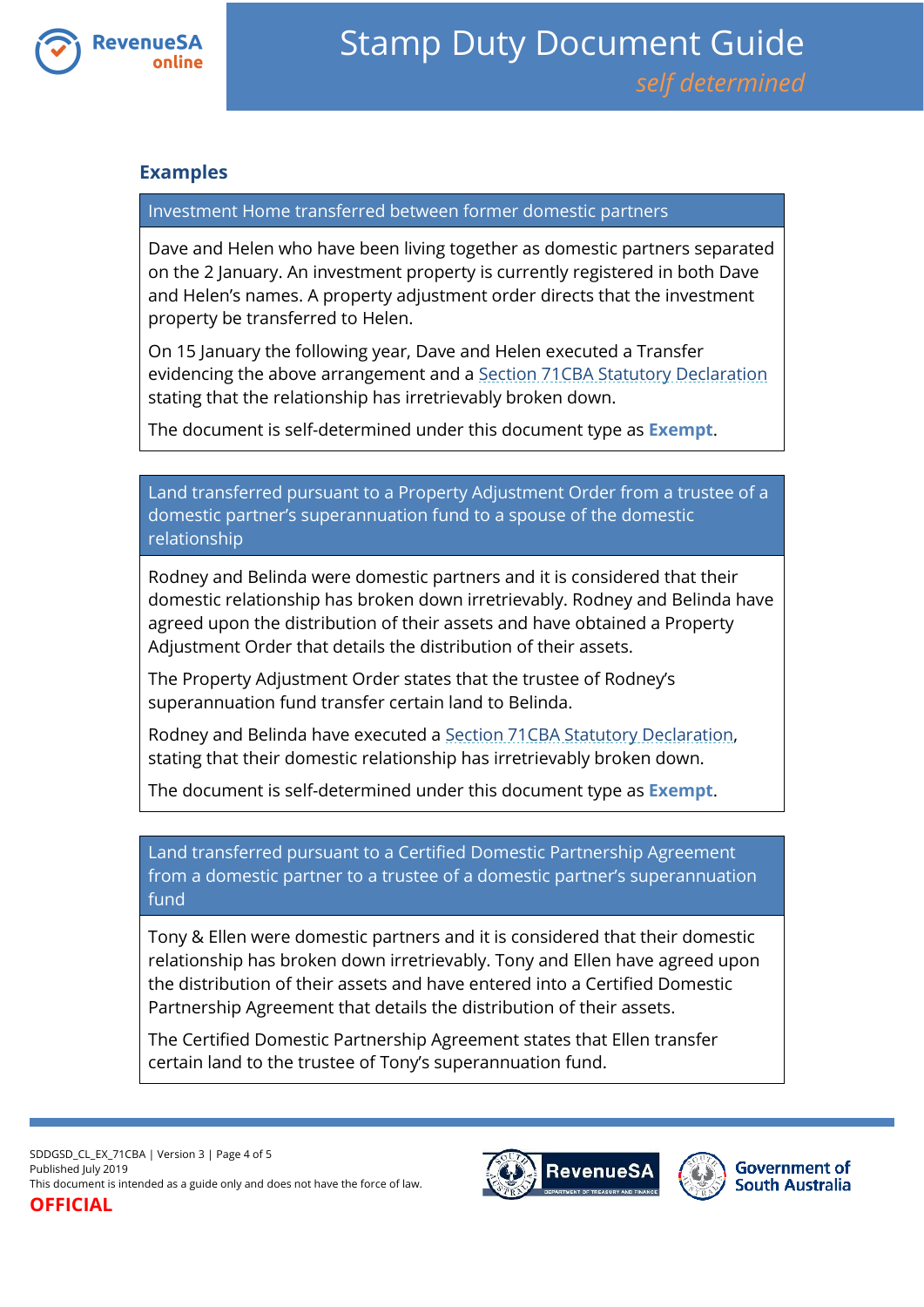## Examples

| Investment Home transferred between former domestic partners |
|---|
| Dave and Helen who have been living together as domestic partners separated on the 2 January. An investment property is currently registered in both Dave and Helen's names. A property adjustment order directs that the investment property be transferred to Helen.<br><br>On 15 January the following year, Dave and Helen executed a Transfer evidencing the above arrangement and a Section 71CBA Statutory Declaration stating that the relationship has irretrievably broken down.<br><br>The document is self-determined under this document type as **Exempt**. |

| Land transferred pursuant to a Property Adjustment Order from a trustee of a domestic partner's superannuation fund to a spouse of the domestic relationship |
|---|
| Rodney and Belinda were domestic partners and it is considered that their domestic relationship has broken down irretrievably. Rodney and Belinda have agreed upon the distribution of their assets and have obtained a Property Adjustment Order that details the distribution of their assets.<br><br>The Property Adjustment Order states that the trustee of Rodney's superannuation fund transfer certain land to Belinda.<br><br>Rodney and Belinda have executed a Section 71CBA Statutory Declaration, stating that their domestic relationship has irretrievably broken down.<br><br>The document is self-determined under this document type as **Exempt**. |

| Land transferred pursuant to a Certified Domestic Partnership Agreement from a domestic partner to a trustee of a domestic partner's superannuation fund |
|---|
| Tony & Ellen were domestic partners and it is considered that their domestic relationship has broken down irretrievably. Tony and Ellen have agreed upon the distribution of their assets and have entered into a Certified Domestic Partnership Agreement that details the distribution of their assets.<br><br>The Certified Domestic Partnership Agreement states that Ellen transfer certain land to the trustee of Tony's superannuation fund. |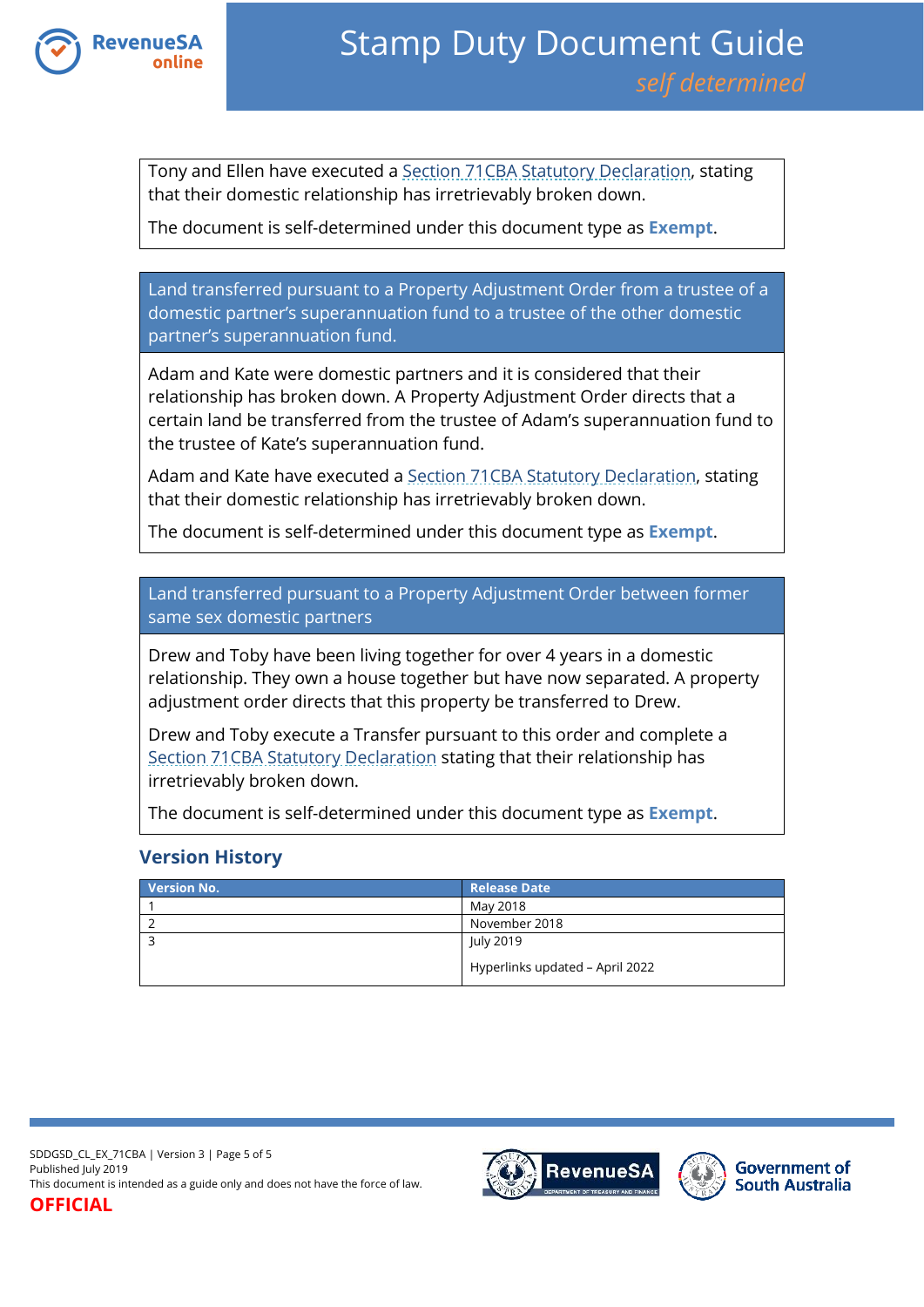Tony and Ellen have executed a Section 71CBA Statutory Declaration, stating that their domestic relationship has irretrievably broken down.

The document is self-determined under this document type as **Exempt**.

### Land transferred pursuant to a Property Adjustment Order from a trustee of a domestic partner's superannuation fund to a trustee of the other domestic partner's superannuation fund.

Adam and Kate were domestic partners and it is considered that their relationship has broken down. A Property Adjustment Order directs that a certain land be transferred from the trustee of Adam's superannuation fund to the trustee of Kate's superannuation fund.

Adam and Kate have executed a Section 71CBA Statutory Declaration, stating that their domestic relationship has irretrievably broken down.

The document is self-determined under this document type as **Exempt**.

### Land transferred pursuant to a Property Adjustment Order between former same sex domestic partners

Drew and Toby have been living together for over 4 years in a domestic relationship. They own a house together but have now separated. A property adjustment order directs that this property be transferred to Drew.

Drew and Toby execute a Transfer pursuant to this order and complete a Section 71CBA Statutory Declaration stating that their relationship has irretrievably broken down.

The document is self-determined under this document type as **Exempt**.

## Version History

| Version No. | Release Date |
|---|---|
| 1 | May 2018 |
| 2 | November 2018 |
| 3 | July 2019<br><br>Hyperlinks updated – April 2022 |

SDDGSD_CL_EX_71CBA | Version 3
Published July 2019
This document is intended as a guide only and does not have the force of law.
**OFFICIAL**